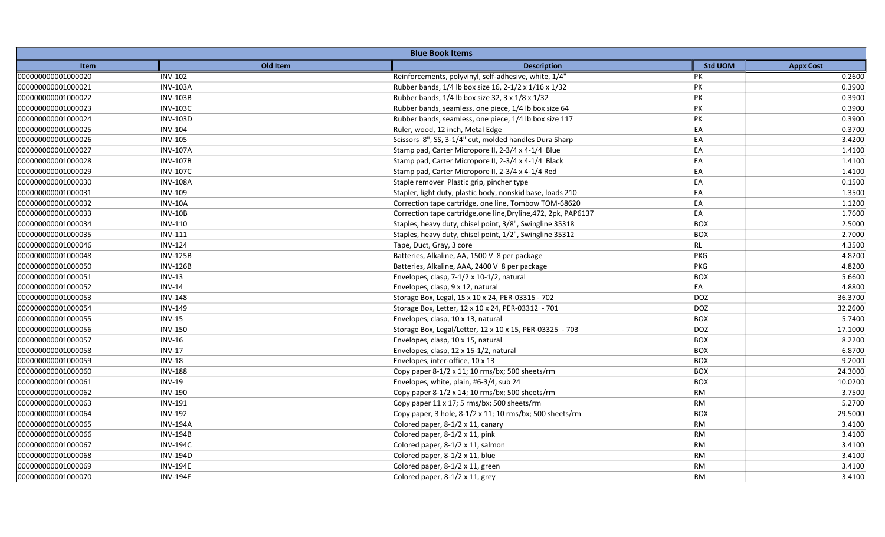# Blue Book Items

| Item | Old Item | Description | Std UOM | Appx Cost |
|---|---|---|---|---|
| 000000000001000020 | INV-102 | Reinforcements, polyvinyl, self-adhesive, white, 1/4" | PK | 0.2600 |
| 000000000001000021 | INV-103A | Rubber bands, 1/4 lb box size 16, 2-1/2 x 1/16 x 1/32 | PK | 0.3900 |
| 000000000001000022 | INV-103B | Rubber bands, 1/4 lb box size 32, 3 x 1/8 x 1/32 | PK | 0.3900 |
| 000000000001000023 | INV-103C | Rubber bands, seamless, one piece, 1/4 lb box size 64 | PK | 0.3900 |
| 000000000001000024 | INV-103D | Rubber bands, seamless, one piece, 1/4 lb box size 117 | PK | 0.3900 |
| 000000000001000025 | INV-104 | Ruler, wood, 12 inch, Metal Edge | EA | 0.3700 |
| 000000000001000026 | INV-105 | Scissors 8", SS, 3-1/4" cut, molded handles Dura Sharp | EA | 3.4200 |
| 000000000001000027 | INV-107A | Stamp pad, Carter Micropore II, 2-3/4 x 4-1/4 Blue | EA | 1.4100 |
| 000000000001000028 | INV-107B | Stamp pad, Carter Micropore II, 2-3/4 x 4-1/4 Black | EA | 1.4100 |
| 000000000001000029 | INV-107C | Stamp pad, Carter Micropore II, 2-3/4 x 4-1/4 Red | EA | 1.4100 |
| 000000000001000030 | INV-108A | Staple remover Plastic grip, pincher type | EA | 0.1500 |
| 000000000001000031 | INV-109 | Stapler, light duty, plastic body, nonskid base, loads 210 | EA | 1.3500 |
| 000000000001000032 | INV-10A | Correction tape cartridge, one line, Tombow TOM-68620 | EA | 1.1200 |
| 000000000001000033 | INV-10B | Correction tape cartridge,one line,Dryline,472, 2pk, PAP6137 | EA | 1.7600 |
| 000000000001000034 | INV-110 | Staples, heavy duty, chisel point, 3/8", Swingline 35318 | BOX | 2.5000 |
| 000000000001000035 | INV-111 | Staples, heavy duty, chisel point, 1/2", Swingline 35312 | BOX | 2.7000 |
| 000000000001000046 | INV-124 | Tape, Duct, Gray, 3 core | RL | 4.3500 |
| 000000000001000048 | INV-125B | Batteries, Alkaline, AA, 1500 V 8 per package | PKG | 4.8200 |
| 000000000001000050 | INV-126B | Batteries, Alkaline, AAA, 2400 V 8 per package | PKG | 4.8200 |
| 000000000001000051 | INV-13 | Envelopes, clasp, 7-1/2 x 10-1/2, natural | BOX | 5.6600 |
| 000000000001000052 | INV-14 | Envelopes, clasp, 9 x 12, natural | EA | 4.8800 |
| 000000000001000053 | INV-148 | Storage Box, Legal, 15 x 10 x 24, PER-03315 - 702 | DOZ | 36.3700 |
| 000000000001000054 | INV-149 | Storage Box, Letter, 12 x 10 x 24, PER-03312 - 701 | DOZ | 32.2600 |
| 000000000001000055 | INV-15 | Envelopes, clasp, 10 x 13, natural | BOX | 5.7400 |
| 000000000001000056 | INV-150 | Storage Box, Legal/Letter, 12 x 10 x 15, PER-03325 - 703 | DOZ | 17.1000 |
| 000000000001000057 | INV-16 | Envelopes, clasp, 10 x 15, natural | BOX | 8.2200 |
| 000000000001000058 | INV-17 | Envelopes, clasp, 12 x 15-1/2, natural | BOX | 6.8700 |
| 000000000001000059 | INV-18 | Envelopes, inter-office, 10 x 13 | BOX | 9.2000 |
| 000000000001000060 | INV-188 | Copy paper 8-1/2 x 11; 10 rms/bx; 500 sheets/rm | BOX | 24.3000 |
| 000000000001000061 | INV-19 | Envelopes, white, plain, #6-3/4, sub 24 | BOX | 10.0200 |
| 000000000001000062 | INV-190 | Copy paper 8-1/2 x 14; 10 rms/bx; 500 sheets/rm | RM | 3.7500 |
| 000000000001000063 | INV-191 | Copy paper 11 x 17; 5 rms/bx; 500 sheets/rm | RM | 5.2700 |
| 000000000001000064 | INV-192 | Copy paper, 3 hole, 8-1/2 x 11; 10 rms/bx; 500 sheets/rm | BOX | 29.5000 |
| 000000000001000065 | INV-194A | Colored paper, 8-1/2 x 11, canary | RM | 3.4100 |
| 000000000001000066 | INV-194B | Colored paper, 8-1/2 x 11, pink | RM | 3.4100 |
| 000000000001000067 | INV-194C | Colored paper, 8-1/2 x 11, salmon | RM | 3.4100 |
| 000000000001000068 | INV-194D | Colored paper, 8-1/2 x 11, blue | RM | 3.4100 |
| 000000000001000069 | INV-194E | Colored paper, 8-1/2 x 11, green | RM | 3.4100 |
| 000000000001000070 | INV-194F | Colored paper, 8-1/2 x 11, grey | RM | 3.4100 |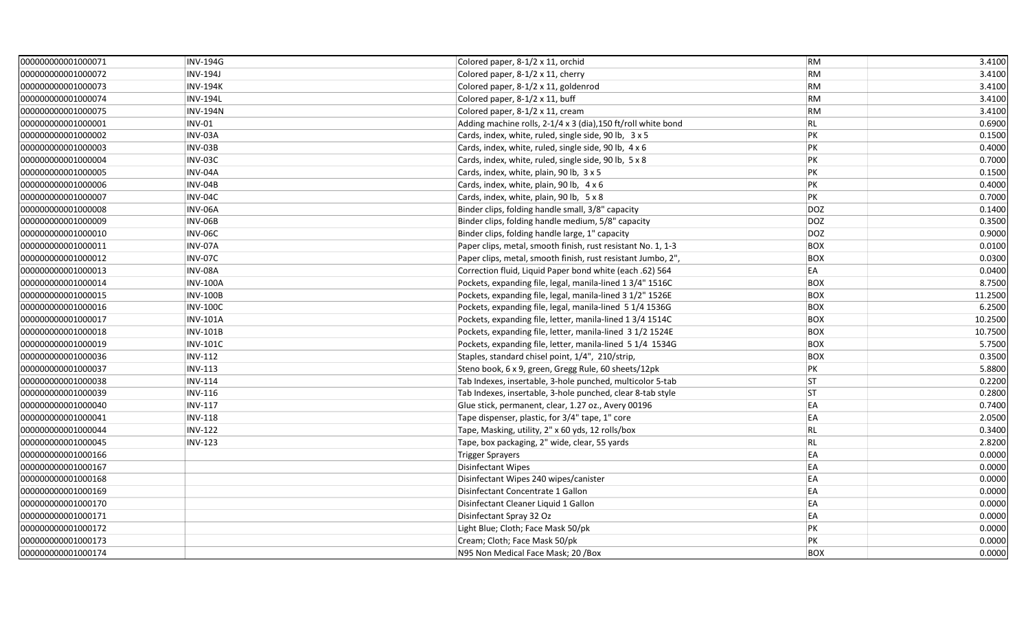| | | | | |
|---|---|---|---|---|
| 000000000001000071 | INV-194G | Colored paper, 8-1/2 x 11, orchid | RM | 3.4100 |
| 000000000001000072 | INV-194J | Colored paper, 8-1/2 x 11, cherry | RM | 3.4100 |
| 000000000001000073 | INV-194K | Colored paper, 8-1/2 x 11, goldenrod | RM | 3.4100 |
| 000000000001000074 | INV-194L | Colored paper, 8-1/2 x 11, buff | RM | 3.4100 |
| 000000000001000075 | INV-194N | Colored paper, 8-1/2 x 11, cream | RM | 3.4100 |
| 000000000001000001 | INV-01 | Adding machine rolls, 2-1/4 x 3 (dia),150 ft/roll white bond | RL | 0.6900 |
| 000000000001000002 | INV-03A | Cards, index, white, ruled, single side, 90 lb, 3 x 5 | PK | 0.1500 |
| 000000000001000003 | INV-03B | Cards, index, white, ruled, single side, 90 lb, 4 x 6 | PK | 0.4000 |
| 000000000001000004 | INV-03C | Cards, index, white, ruled, single side, 90 lb, 5 x 8 | PK | 0.7000 |
| 000000000001000005 | INV-04A | Cards, index, white, plain, 90 lb, 3 x 5 | PK | 0.1500 |
| 000000000001000006 | INV-04B | Cards, index, white, plain, 90 lb, 4 x 6 | PK | 0.4000 |
| 000000000001000007 | INV-04C | Cards, index, white, plain, 90 lb, 5 x 8 | PK | 0.7000 |
| 000000000001000008 | INV-06A | Binder clips, folding handle small, 3/8" capacity | DOZ | 0.1400 |
| 000000000001000009 | INV-06B | Binder clips, folding handle medium, 5/8" capacity | DOZ | 0.3500 |
| 000000000001000010 | INV-06C | Binder clips, folding handle large, 1" capacity | DOZ | 0.9000 |
| 000000000001000011 | INV-07A | Paper clips, metal, smooth finish, rust resistant No. 1, 1-3 | BOX | 0.0100 |
| 000000000001000012 | INV-07C | Paper clips, metal, smooth finish, rust resistant Jumbo, 2", | BOX | 0.0300 |
| 000000000001000013 | INV-08A | Correction fluid, Liquid Paper bond white (each .62) 564 | EA | 0.0400 |
| 000000000001000014 | INV-100A | Pockets, expanding file, legal, manila-lined 1 3/4" 1516C | BOX | 8.7500 |
| 000000000001000015 | INV-100B | Pockets, expanding file, legal, manila-lined 3 1/2" 1526E | BOX | 11.2500 |
| 000000000001000016 | INV-100C | Pockets, expanding file, legal, manila-lined 5 1/4 1536G | BOX | 6.2500 |
| 000000000001000017 | INV-101A | Pockets, expanding file, letter, manila-lined 1 3/4 1514C | BOX | 10.2500 |
| 000000000001000018 | INV-101B | Pockets, expanding file, letter, manila-lined 3 1/2 1524E | BOX | 10.7500 |
| 000000000001000019 | INV-101C | Pockets, expanding file, letter, manila-lined 5 1/4 1534G | BOX | 5.7500 |
| 000000000001000036 | INV-112 | Staples, standard chisel point, 1/4", 210/strip, | BOX | 0.3500 |
| 000000000001000037 | INV-113 | Steno book, 6 x 9, green, Gregg Rule, 60 sheets/12pk | PK | 5.8800 |
| 000000000001000038 | INV-114 | Tab Indexes, insertable, 3-hole punched, multicolor 5-tab | ST | 0.2200 |
| 000000000001000039 | INV-116 | Tab Indexes, insertable, 3-hole punched, clear 8-tab style | ST | 0.2800 |
| 000000000001000040 | INV-117 | Glue stick, permanent, clear, 1.27 oz., Avery 00196 | EA | 0.7400 |
| 000000000001000041 | INV-118 | Tape dispenser, plastic, for 3/4" tape, 1" core | EA | 2.0500 |
| 000000000001000044 | INV-122 | Tape, Masking, utility, 2" x 60 yds, 12 rolls/box | RL | 0.3400 |
| 000000000001000045 | INV-123 | Tape, box packaging, 2" wide, clear, 55 yards | RL | 2.8200 |
| 000000000001000166 | | Trigger Sprayers | EA | 0.0000 |
| 000000000001000167 | | Disinfectant Wipes | EA | 0.0000 |
| 000000000001000168 | | Disinfectant Wipes 240 wipes/canister | EA | 0.0000 |
| 000000000001000169 | | Disinfectant Concentrate 1 Gallon | EA | 0.0000 |
| 000000000001000170 | | Disinfectant Cleaner Liquid 1 Gallon | EA | 0.0000 |
| 000000000001000171 | | Disinfectant Spray 32 Oz | EA | 0.0000 |
| 000000000001000172 | | Light Blue; Cloth; Face Mask 50/pk | PK | 0.0000 |
| 000000000001000173 | | Cream; Cloth; Face Mask 50/pk | PK | 0.0000 |
| 000000000001000174 | | N95 Non Medical Face Mask; 20 /Box | BOX | 0.0000 |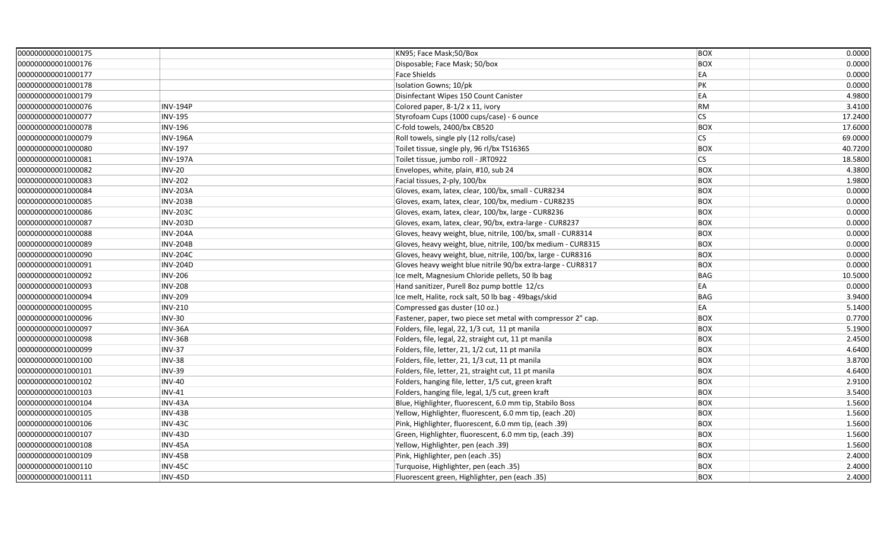| | | | | |
|---|---|---|---|---|
| 000000000001000175 | | KN95; Face Mask;50/Box | BOX | 0.0000 |
| 000000000001000176 | | Disposable; Face Mask; 50/box | BOX | 0.0000 |
| 000000000001000177 | | Face Shields | EA | 0.0000 |
| 000000000001000178 | | Isolation Gowns; 10/pk | PK | 0.0000 |
| 000000000001000179 | | Disinfectant Wipes 150 Count Canister | EA | 4.9800 |
| 000000000001000076 | INV-194P | Colored paper, 8-1/2 x 11, ivory | RM | 3.4100 |
| 000000000001000077 | INV-195 | Styrofoam Cups (1000 cups/case) - 6 ounce | CS | 17.2400 |
| 000000000001000078 | INV-196 | C-fold towels, 2400/bx CB520 | BOX | 17.6000 |
| 000000000001000079 | INV-196A | Roll towels, single ply (12 rolls/case) | CS | 69.0000 |
| 000000000001000080 | INV-197 | Toilet tissue, single ply, 96 rl/bx TS1636S | BOX | 40.7200 |
| 000000000001000081 | INV-197A | Toilet tissue, jumbo roll - JRT0922 | CS | 18.5800 |
| 000000000001000082 | INV-20 | Envelopes, white, plain, #10, sub 24 | BOX | 4.3800 |
| 000000000001000083 | INV-202 | Facial tissues, 2-ply, 100/bx | BOX | 1.9800 |
| 000000000001000084 | INV-203A | Gloves, exam, latex, clear, 100/bx, small - CUR8234 | BOX | 0.0000 |
| 000000000001000085 | INV-203B | Gloves, exam, latex, clear, 100/bx, medium - CUR8235 | BOX | 0.0000 |
| 000000000001000086 | INV-203C | Gloves, exam, latex, clear, 100/bx, large - CUR8236 | BOX | 0.0000 |
| 000000000001000087 | INV-203D | Gloves, exam, latex, clear, 90/bx, extra-large - CUR8237 | BOX | 0.0000 |
| 000000000001000088 | INV-204A | Gloves, heavy weight, blue, nitrile, 100/bx, small - CUR8314 | BOX | 0.0000 |
| 000000000001000089 | INV-204B | Gloves, heavy weight, blue, nitrile, 100/bx medium - CUR8315 | BOX | 0.0000 |
| 000000000001000090 | INV-204C | Gloves, heavy weight, blue, nitrile, 100/bx, large - CUR8316 | BOX | 0.0000 |
| 000000000001000091 | INV-204D | Gloves heavy weight blue nitrile 90/bx extra-large - CUR8317 | BOX | 0.0000 |
| 000000000001000092 | INV-206 | Ice melt, Magnesium Chloride pellets, 50 lb bag | BAG | 10.5000 |
| 000000000001000093 | INV-208 | Hand sanitizer, Purell 8oz pump bottle 12/cs | EA | 0.0000 |
| 000000000001000094 | INV-209 | Ice melt, Halite, rock salt, 50 lb bag - 49bags/skid | BAG | 3.9400 |
| 000000000001000095 | INV-210 | Compressed gas duster (10 oz.) | EA | 5.1400 |
| 000000000001000096 | INV-30 | Fastener, paper, two piece set metal with compressor 2" cap. | BOX | 0.7700 |
| 000000000001000097 | INV-36A | Folders, file, legal, 22, 1/3 cut, 11 pt manila | BOX | 5.1900 |
| 000000000001000098 | INV-36B | Folders, file, legal, 22, straight cut, 11 pt manila | BOX | 2.4500 |
| 000000000001000099 | INV-37 | Folders, file, letter, 21, 1/2 cut, 11 pt manila | BOX | 4.6400 |
| 000000000001000100 | INV-38 | Folders, file, letter, 21, 1/3 cut, 11 pt manila | BOX | 3.8700 |
| 000000000001000101 | INV-39 | Folders, file, letter, 21, straight cut, 11 pt manila | BOX | 4.6400 |
| 000000000001000102 | INV-40 | Folders, hanging file, letter, 1/5 cut, green kraft | BOX | 2.9100 |
| 000000000001000103 | INV-41 | Folders, hanging file, legal, 1/5 cut, green kraft | BOX | 3.5400 |
| 000000000001000104 | INV-43A | Blue, Highlighter, fluorescent, 6.0 mm tip, Stabilo Boss | BOX | 1.5600 |
| 000000000001000105 | INV-43B | Yellow, Highlighter, fluorescent, 6.0 mm tip, (each .20) | BOX | 1.5600 |
| 000000000001000106 | INV-43C | Pink, Highlighter, fluorescent, 6.0 mm tip, (each .39) | BOX | 1.5600 |
| 000000000001000107 | INV-43D | Green, Highlighter, fluorescent, 6.0 mm tip, (each .39) | BOX | 1.5600 |
| 000000000001000108 | INV-45A | Yellow, Highlighter, pen (each .39) | BOX | 1.5600 |
| 000000000001000109 | INV-45B | Pink, Highlighter, pen (each .35) | BOX | 2.4000 |
| 000000000001000110 | INV-45C | Turquoise, Highlighter, pen (each .35) | BOX | 2.4000 |
| 000000000001000111 | INV-45D | Fluorescent green, Highlighter, pen (each .35) | BOX | 2.4000 |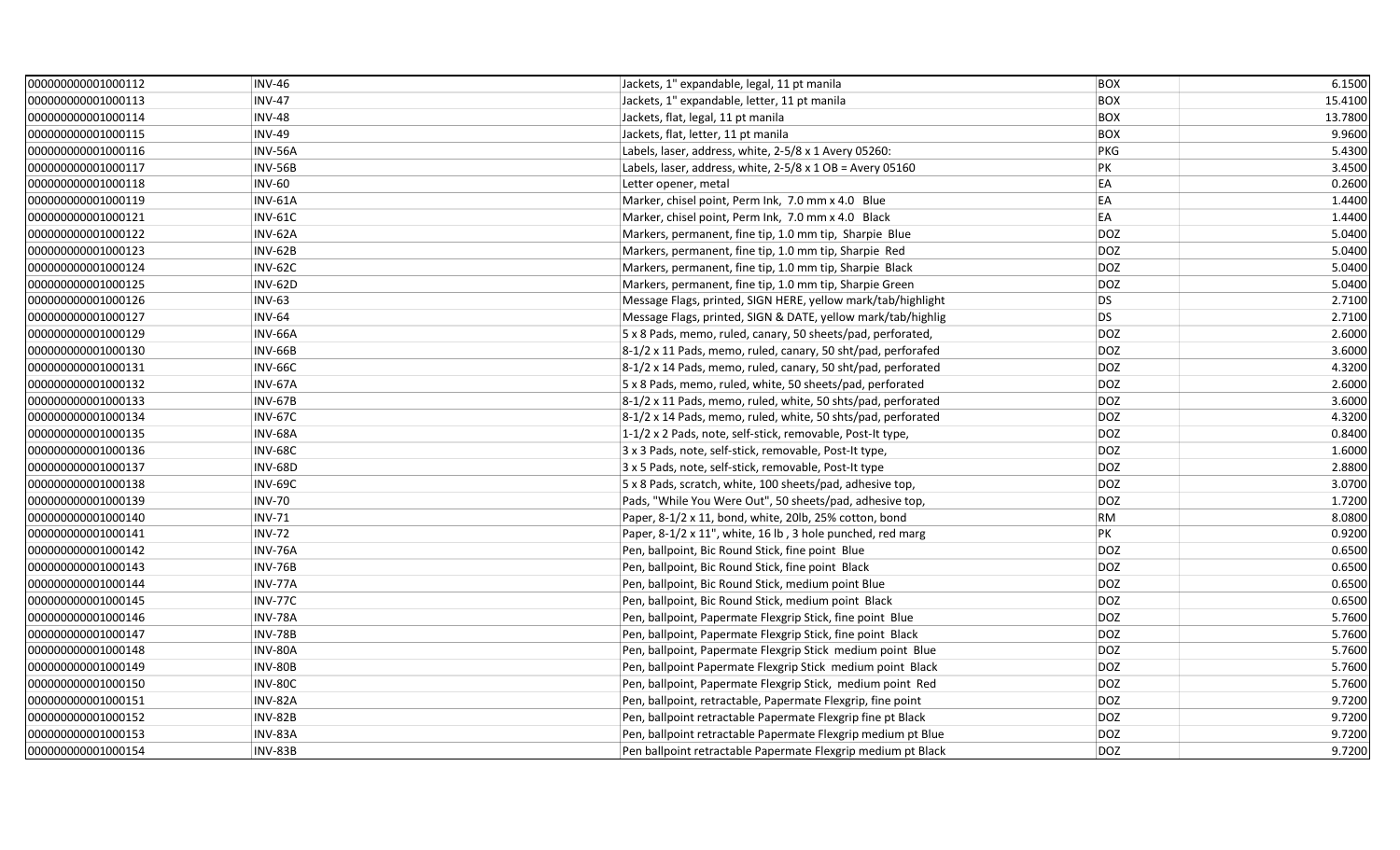| | | | | |
|---|---|---|---|---|
| 000000000001000112 | INV-46 | Jackets, 1" expandable, legal, 11 pt manila | BOX | 6.1500 |
| 000000000001000113 | INV-47 | Jackets, 1" expandable, letter, 11 pt manila | BOX | 15.4100 |
| 000000000001000114 | INV-48 | Jackets, flat, legal, 11 pt manila | BOX | 13.7800 |
| 000000000001000115 | INV-49 | Jackets, flat, letter, 11 pt manila | BOX | 9.9600 |
| 000000000001000116 | INV-56A | Labels, laser, address, white, 2-5/8 x 1 Avery 05260: | PKG | 5.4300 |
| 000000000001000117 | INV-56B | Labels, laser, address, white, 2-5/8 x 1 OB = Avery 05160 | PK | 3.4500 |
| 000000000001000118 | INV-60 | Letter opener, metal | EA | 0.2600 |
| 000000000001000119 | INV-61A | Marker, chisel point, Perm Ink, 7.0 mm x 4.0 Blue | EA | 1.4400 |
| 000000000001000121 | INV-61C | Marker, chisel point, Perm Ink, 7.0 mm x 4.0 Black | EA | 1.4400 |
| 000000000001000122 | INV-62A | Markers, permanent, fine tip, 1.0 mm tip, Sharpie Blue | DOZ | 5.0400 |
| 000000000001000123 | INV-62B | Markers, permanent, fine tip, 1.0 mm tip, Sharpie Red | DOZ | 5.0400 |
| 000000000001000124 | INV-62C | Markers, permanent, fine tip, 1.0 mm tip, Sharpie Black | DOZ | 5.0400 |
| 000000000001000125 | INV-62D | Markers, permanent, fine tip, 1.0 mm tip, Sharpie Green | DOZ | 5.0400 |
| 000000000001000126 | INV-63 | Message Flags, printed, SIGN HERE, yellow mark/tab/highlight | DS | 2.7100 |
| 000000000001000127 | INV-64 | Message Flags, printed, SIGN & DATE, yellow mark/tab/highlig | DS | 2.7100 |
| 000000000001000129 | INV-66A | 5 x 8 Pads, memo, ruled, canary, 50 sheets/pad, perforated, | DOZ | 2.6000 |
| 000000000001000130 | INV-66B | 8-1/2 x 11 Pads, memo, ruled, canary, 50 sht/pad, perforafed | DOZ | 3.6000 |
| 000000000001000131 | INV-66C | 8-1/2 x 14 Pads, memo, ruled, canary, 50 sht/pad, perforated | DOZ | 4.3200 |
| 000000000001000132 | INV-67A | 5 x 8 Pads, memo, ruled, white, 50 sheets/pad, perforated | DOZ | 2.6000 |
| 000000000001000133 | INV-67B | 8-1/2 x 11 Pads, memo, ruled, white, 50 shts/pad, perforated | DOZ | 3.6000 |
| 000000000001000134 | INV-67C | 8-1/2 x 14 Pads, memo, ruled, white, 50 shts/pad, perforated | DOZ | 4.3200 |
| 000000000001000135 | INV-68A | 1-1/2 x 2 Pads, note, self-stick, removable, Post-It type, | DOZ | 0.8400 |
| 000000000001000136 | INV-68C | 3 x 3 Pads, note, self-stick, removable, Post-It type, | DOZ | 1.6000 |
| 000000000001000137 | INV-68D | 3 x 5 Pads, note, self-stick, removable, Post-It type | DOZ | 2.8800 |
| 000000000001000138 | INV-69C | 5 x 8 Pads, scratch, white, 100 sheets/pad, adhesive top, | DOZ | 3.0700 |
| 000000000001000139 | INV-70 | Pads, "While You Were Out", 50 sheets/pad, adhesive top, | DOZ | 1.7200 |
| 000000000001000140 | INV-71 | Paper, 8-1/2 x 11, bond, white, 20lb, 25% cotton, bond | RM | 8.0800 |
| 000000000001000141 | INV-72 | Paper, 8-1/2 x 11", white, 16 lb , 3 hole punched, red marg | PK | 0.9200 |
| 000000000001000142 | INV-76A | Pen, ballpoint, Bic Round Stick, fine point Blue | DOZ | 0.6500 |
| 000000000001000143 | INV-76B | Pen, ballpoint, Bic Round Stick, fine point Black | DOZ | 0.6500 |
| 000000000001000144 | INV-77A | Pen, ballpoint, Bic Round Stick, medium point Blue | DOZ | 0.6500 |
| 000000000001000145 | INV-77C | Pen, ballpoint, Bic Round Stick, medium point Black | DOZ | 0.6500 |
| 000000000001000146 | INV-78A | Pen, ballpoint, Papermate Flexgrip Stick, fine point Blue | DOZ | 5.7600 |
| 000000000001000147 | INV-78B | Pen, ballpoint, Papermate Flexgrip Stick, fine point Black | DOZ | 5.7600 |
| 000000000001000148 | INV-80A | Pen, ballpoint, Papermate Flexgrip Stick medium point Blue | DOZ | 5.7600 |
| 000000000001000149 | INV-80B | Pen, ballpoint Papermate Flexgrip Stick medium point Black | DOZ | 5.7600 |
| 000000000001000150 | INV-80C | Pen, ballpoint, Papermate Flexgrip Stick, medium point Red | DOZ | 5.7600 |
| 000000000001000151 | INV-82A | Pen, ballpoint, retractable, Papermate Flexgrip, fine point | DOZ | 9.7200 |
| 000000000001000152 | INV-82B | Pen, ballpoint retractable Papermate Flexgrip fine pt Black | DOZ | 9.7200 |
| 000000000001000153 | INV-83A | Pen, ballpoint retractable Papermate Flexgrip medium pt Blue | DOZ | 9.7200 |
| 000000000001000154 | INV-83B | Pen ballpoint retractable Papermate Flexgrip medium pt Black | DOZ | 9.7200 |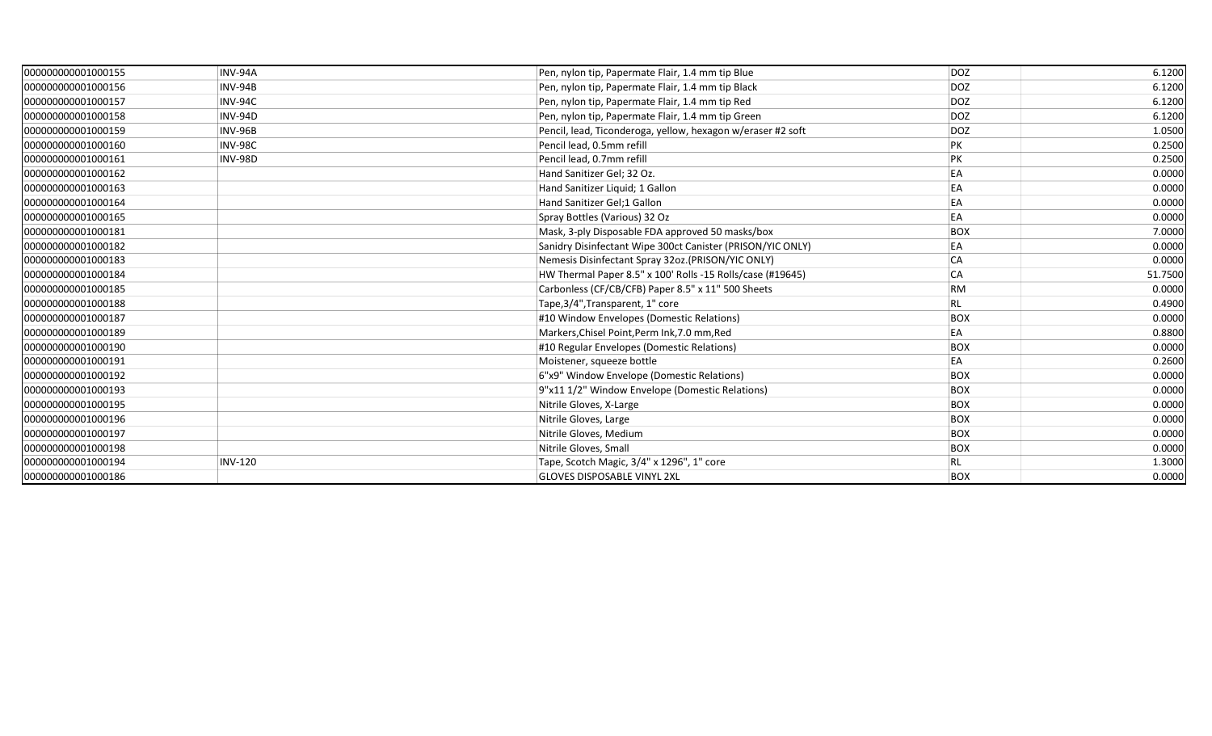| | | | | |
|---|---|---|---|---|
| 000000000001000155 | INV-94A | Pen, nylon tip, Papermate Flair, 1.4 mm tip Blue | DOZ | 6.1200 |
| 000000000001000156 | INV-94B | Pen, nylon tip, Papermate Flair, 1.4 mm tip Black | DOZ | 6.1200 |
| 000000000001000157 | INV-94C | Pen, nylon tip, Papermate Flair, 1.4 mm tip Red | DOZ | 6.1200 |
| 000000000001000158 | INV-94D | Pen, nylon tip, Papermate Flair, 1.4 mm tip Green | DOZ | 6.1200 |
| 000000000001000159 | INV-96B | Pencil, lead, Ticonderoga, yellow, hexagon w/eraser #2 soft | DOZ | 1.0500 |
| 000000000001000160 | INV-98C | Pencil lead, 0.5mm refill | PK | 0.2500 |
| 000000000001000161 | INV-98D | Pencil lead, 0.7mm refill | PK | 0.2500 |
| 000000000001000162 | | Hand Sanitizer Gel; 32 Oz. | EA | 0.0000 |
| 000000000001000163 | | Hand Sanitizer Liquid; 1 Gallon | EA | 0.0000 |
| 000000000001000164 | | Hand Sanitizer Gel;1 Gallon | EA | 0.0000 |
| 000000000001000165 | | Spray Bottles (Various) 32 Oz | EA | 0.0000 |
| 000000000001000181 | | Mask, 3-ply Disposable FDA approved 50 masks/box | BOX | 7.0000 |
| 000000000001000182 | | Sanidry Disinfectant Wipe 300ct Canister (PRISON/YIC ONLY) | EA | 0.0000 |
| 000000000001000183 | | Nemesis Disinfectant Spray 32oz.(PRISON/YIC ONLY) | CA | 0.0000 |
| 000000000001000184 | | HW Thermal Paper 8.5" x 100' Rolls -15 Rolls/case (#19645) | CA | 51.7500 |
| 000000000001000185 | | Carbonless (CF/CB/CFB) Paper 8.5" x 11" 500 Sheets | RM | 0.0000 |
| 000000000001000188 | | Tape,3/4",Transparent, 1" core | RL | 0.4900 |
| 000000000001000187 | | #10 Window Envelopes (Domestic Relations) | BOX | 0.0000 |
| 000000000001000189 | | Markers,Chisel Point,Perm Ink,7.0 mm,Red | EA | 0.8800 |
| 000000000001000190 | | #10 Regular Envelopes (Domestic Relations) | BOX | 0.0000 |
| 000000000001000191 | | Moistener, squeeze bottle | EA | 0.2600 |
| 000000000001000192 | | 6"x9" Window Envelope (Domestic Relations) | BOX | 0.0000 |
| 000000000001000193 | | 9"x11 1/2" Window Envelope (Domestic Relations) | BOX | 0.0000 |
| 000000000001000195 | | Nitrile Gloves, X-Large | BOX | 0.0000 |
| 000000000001000196 | | Nitrile Gloves, Large | BOX | 0.0000 |
| 000000000001000197 | | Nitrile Gloves, Medium | BOX | 0.0000 |
| 000000000001000198 | | Nitrile Gloves, Small | BOX | 0.0000 |
| 000000000001000194 | INV-120 | Tape, Scotch Magic, 3/4" x 1296", 1" core | RL | 1.3000 |
| 000000000001000186 | | GLOVES DISPOSABLE VINYL 2XL | BOX | 0.0000 |